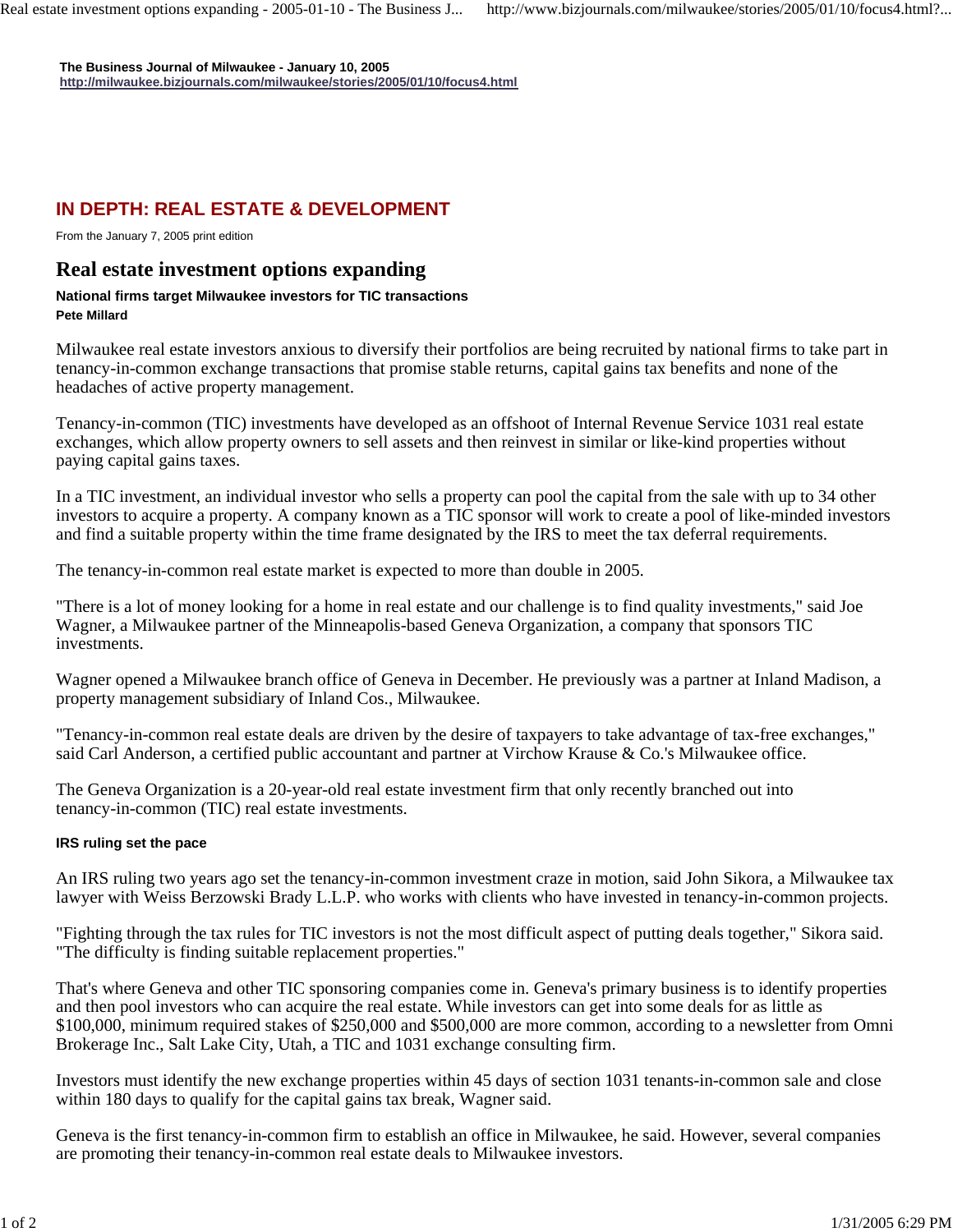**The Business Journal of Milwaukee - January 10, 2005**
**http://milwaukee.bizjournals.com/milwaukee/stories/2005/01/10/focus4.html**

## IN DEPTH: REAL ESTATE & DEVELOPMENT

From the January 7, 2005 print edition

# Real estate investment options expanding

**National firms target Milwaukee investors for TIC transactions**
**Pete Millard**

Milwaukee real estate investors anxious to diversify their portfolios are being recruited by national firms to take part in tenancy-in-common exchange transactions that promise stable returns, capital gains tax benefits and none of the headaches of active property management.

Tenancy-in-common (TIC) investments have developed as an offshoot of Internal Revenue Service 1031 real estate exchanges, which allow property owners to sell assets and then reinvest in similar or like-kind properties without paying capital gains taxes.

In a TIC investment, an individual investor who sells a property can pool the capital from the sale with up to 34 other investors to acquire a property. A company known as a TIC sponsor will work to create a pool of like-minded investors and find a suitable property within the time frame designated by the IRS to meet the tax deferral requirements.

The tenancy-in-common real estate market is expected to more than double in 2005.

"There is a lot of money looking for a home in real estate and our challenge is to find quality investments," said Joe Wagner, a Milwaukee partner of the Minneapolis-based Geneva Organization, a company that sponsors TIC investments.

Wagner opened a Milwaukee branch office of Geneva in December. He previously was a partner at Inland Madison, a property management subsidiary of Inland Cos., Milwaukee.

"Tenancy-in-common real estate deals are driven by the desire of taxpayers to take advantage of tax-free exchanges," said Carl Anderson, a certified public accountant and partner at Virchow Krause & Co.'s Milwaukee office.

The Geneva Organization is a 20-year-old real estate investment firm that only recently branched out into tenancy-in-common (TIC) real estate investments.

#### IRS ruling set the pace

An IRS ruling two years ago set the tenancy-in-common investment craze in motion, said John Sikora, a Milwaukee tax lawyer with Weiss Berzowski Brady L.L.P. who works with clients who have invested in tenancy-in-common projects.

"Fighting through the tax rules for TIC investors is not the most difficult aspect of putting deals together," Sikora said. "The difficulty is finding suitable replacement properties."

That's where Geneva and other TIC sponsoring companies come in. Geneva's primary business is to identify properties and then pool investors who can acquire the real estate. While investors can get into some deals for as little as $100,000, minimum required stakes of $250,000 and $500,000 are more common, according to a newsletter from Omni Brokerage Inc., Salt Lake City, Utah, a TIC and 1031 exchange consulting firm.

Investors must identify the new exchange properties within 45 days of section 1031 tenants-in-common sale and close within 180 days to qualify for the capital gains tax break, Wagner said.

Geneva is the first tenancy-in-common firm to establish an office in Milwaukee, he said. However, several companies are promoting their tenancy-in-common real estate deals to Milwaukee investors.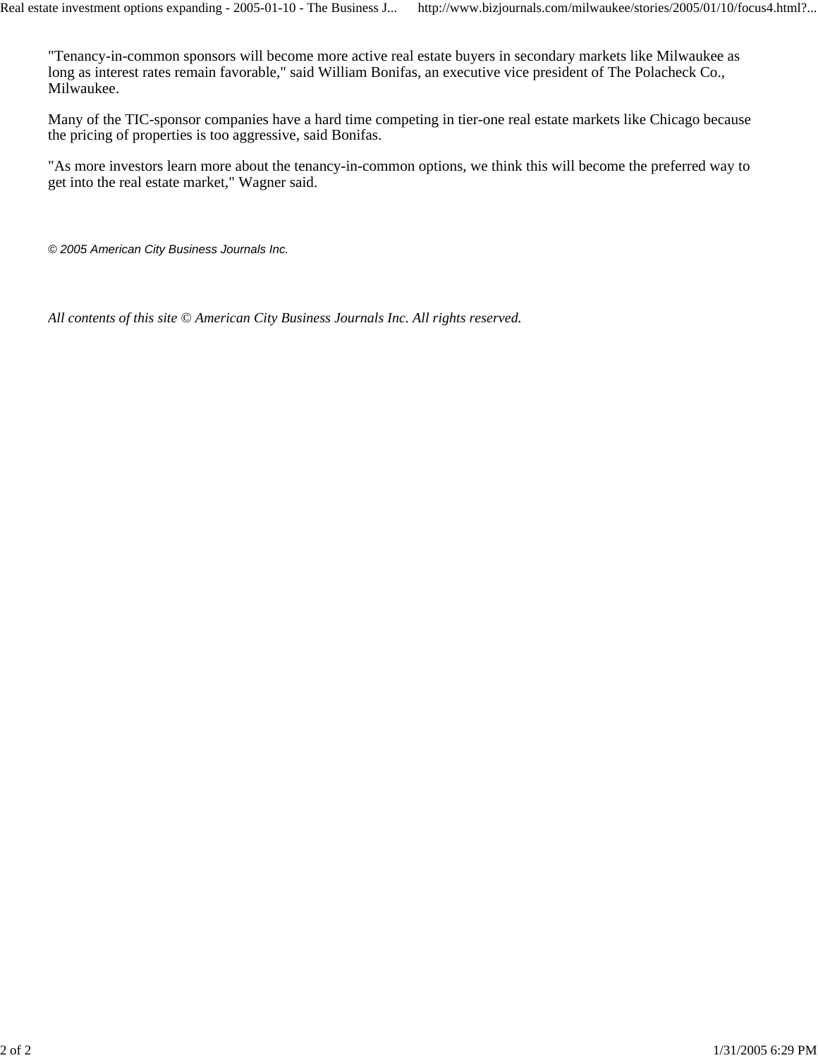"Tenancy-in-common sponsors will become more active real estate buyers in secondary markets like Milwaukee as long as interest rates remain favorable," said William Bonifas, an executive vice president of The Polacheck Co., Milwaukee.

Many of the TIC-sponsor companies have a hard time competing in tier-one real estate markets like Chicago because the pricing of properties is too aggressive, said Bonifas.

"As more investors learn more about the tenancy-in-common options, we think this will become the preferred way to get into the real estate market," Wagner said.

*© 2005 American City Business Journals Inc.*

*All contents of this site © American City Business Journals Inc. All rights reserved.*